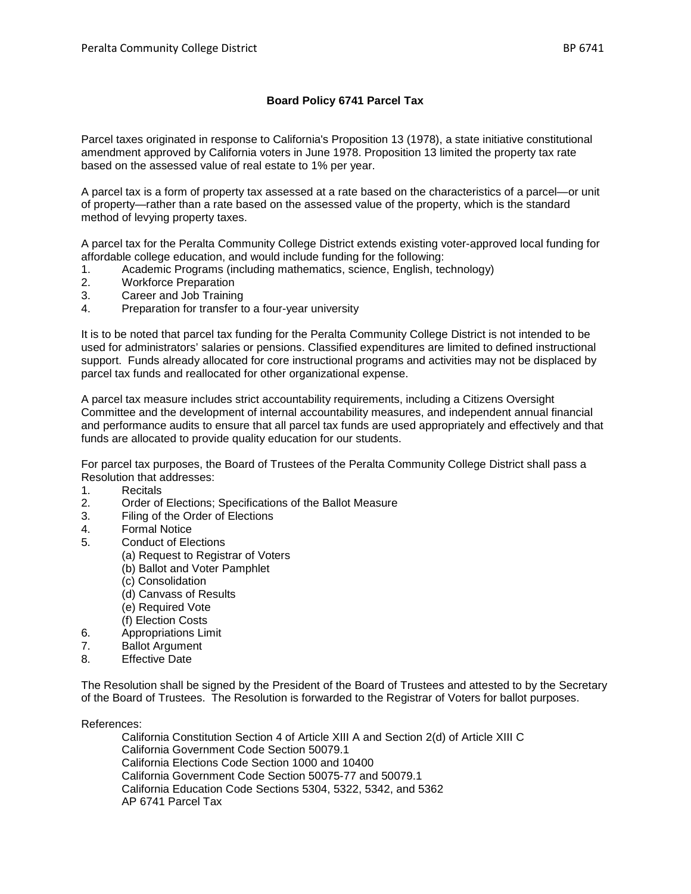# Board Policy 6741 Parcel Tax

Parcel taxes originated in response to California's Proposition 13 (1978), a state initiative constitutional amendment approved by California voters in June 1978. Proposition 13 limited the property tax rate based on the assessed value of real estate to 1% per year.

A parcel tax is a form of property tax assessed at a rate based on the characteristics of a parcel—or unit of property—rather than a rate based on the assessed value of the property, which is the standard method of levying property taxes.

A parcel tax for the Peralta Community College District extends existing voter-approved local funding for affordable college education, and would include funding for the following:

1. Academic Programs (including mathematics, science, English, technology)
2. Workforce Preparation
3. Career and Job Training
4. Preparation for transfer to a four-year university

It is to be noted that parcel tax funding for the Peralta Community College District is not intended to be used for administrators' salaries or pensions. Classified expenditures are limited to defined instructional support. Funds already allocated for core instructional programs and activities may not be displaced by parcel tax funds and reallocated for other organizational expense.

A parcel tax measure includes strict accountability requirements, including a Citizens Oversight Committee and the development of internal accountability measures, and independent annual financial and performance audits to ensure that all parcel tax funds are used appropriately and effectively and that funds are allocated to provide quality education for our students.

For parcel tax purposes, the Board of Trustees of the Peralta Community College District shall pass a Resolution that addresses:

1. Recitals
2. Order of Elections; Specifications of the Ballot Measure
3. Filing of the Order of Elections
4. Formal Notice
5. Conduct of Elections
   - (a) Request to Registrar of Voters
   - (b) Ballot and Voter Pamphlet
   - (c) Consolidation
   - (d) Canvass of Results
   - (e) Required Vote
   - (f) Election Costs
6. Appropriations Limit
7. Ballot Argument
8. Effective Date

The Resolution shall be signed by the President of the Board of Trustees and attested to by the Secretary of the Board of Trustees. The Resolution is forwarded to the Registrar of Voters for ballot purposes.

References:

California Constitution Section 4 of Article XIII A and Section 2(d) of Article XIII C
California Government Code Section 50079.1
California Elections Code Section 1000 and 10400
California Government Code Section 50075-77 and 50079.1
California Education Code Sections 5304, 5322, 5342, and 5362
AP 6741 Parcel Tax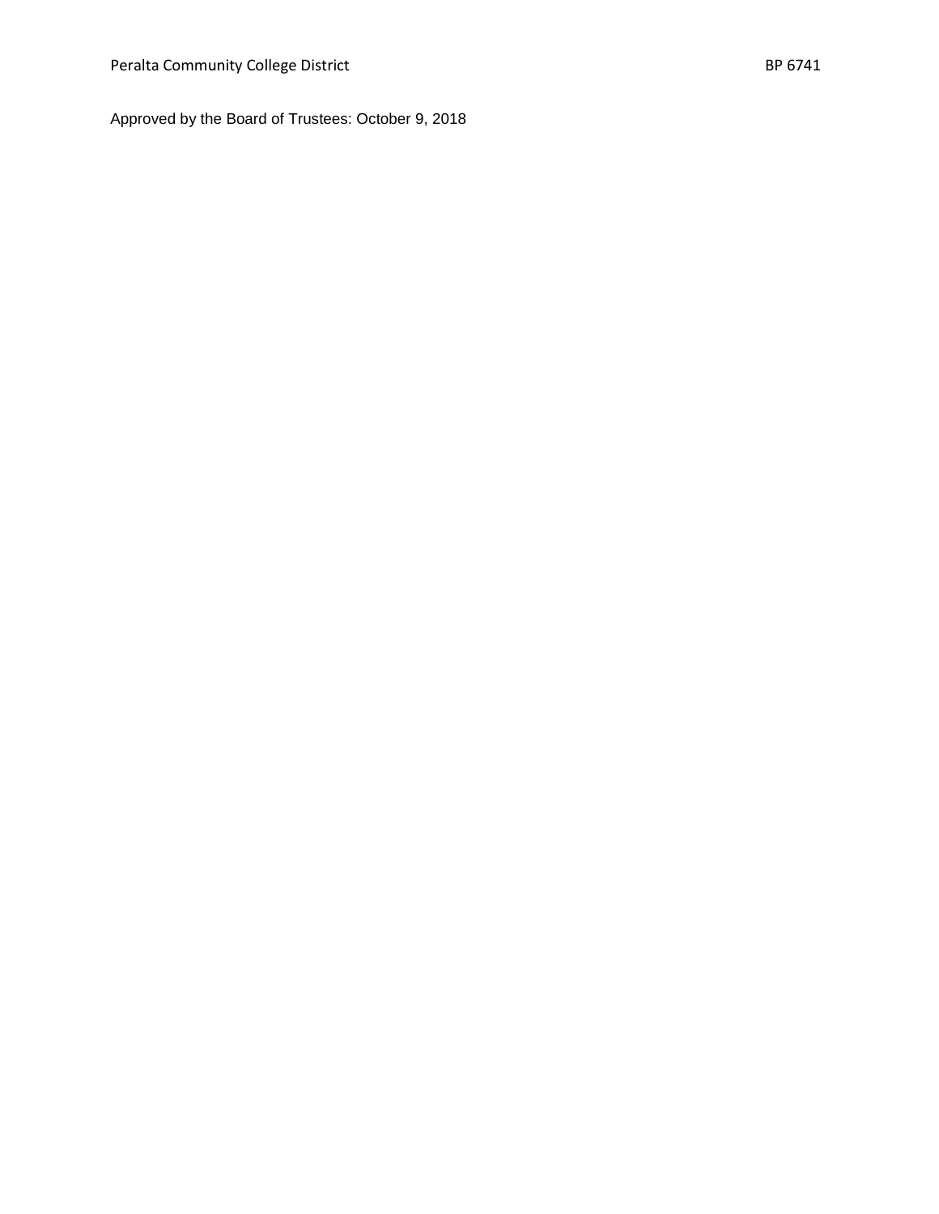Approved by the Board of Trustees: October 9, 2018